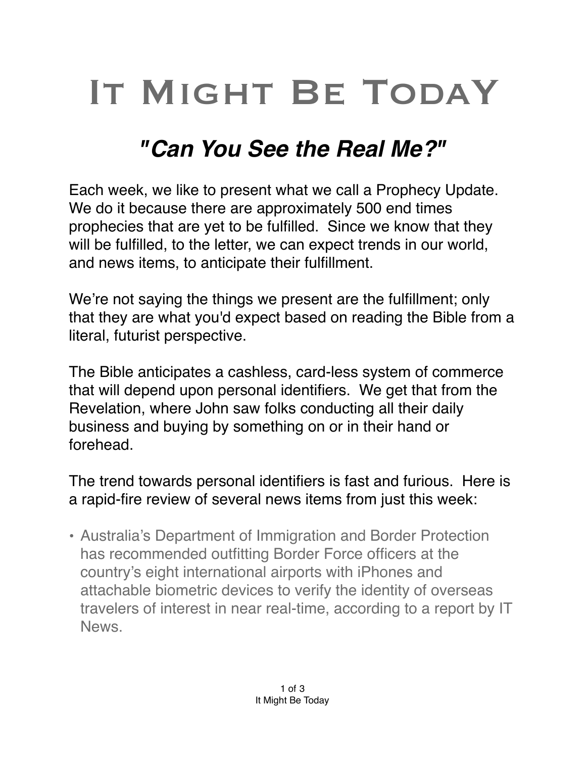# It Might Be Today

## *"Can You See the Real Me?"*

Each week, we like to present what we call a Prophecy Update. We do it because there are approximately 500 end times prophecies that are yet to be fulfilled. Since we know that they will be fulfilled, to the letter, we can expect trends in our world, and news items, to anticipate their fulfillment.

We're not saying the things we present are the fulfillment; only that they are what you'd expect based on reading the Bible from a literal, futurist perspective.

The Bible anticipates a cashless, card-less system of commerce that will depend upon personal identifiers. We get that from the Revelation, where John saw folks conducting all their daily business and buying by something on or in their hand or forehead.

The trend towards personal identifiers is fast and furious. Here is a rapid-fire review of several news items from just this week:

- Australia's Department of Immigration and Border Protection has recommended outfitting Border Force officers at the country's eight international airports with iPhones and attachable biometric devices to verify the identity of overseas travelers of interest in near real-time, according to a report by IT News.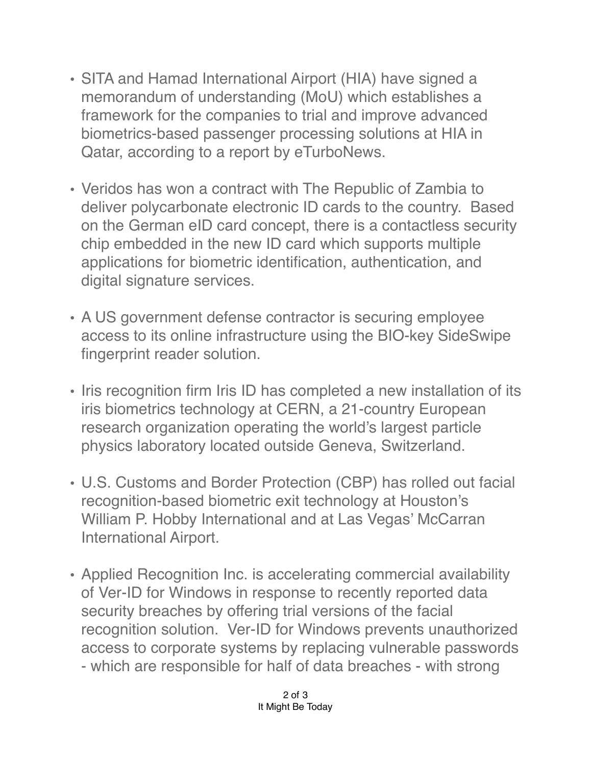- SITA and Hamad International Airport (HIA) have signed a memorandum of understanding (MoU) which establishes a framework for the companies to trial and improve advanced biometrics-based passenger processing solutions at HIA in Qatar, according to a report by eTurboNews.

- Veridos has won a contract with The Republic of Zambia to deliver polycarbonate electronic ID cards to the country. Based on the German eID card concept, there is a contactless security chip embedded in the new ID card which supports multiple applications for biometric identification, authentication, and digital signature services.

- A US government defense contractor is securing employee access to its online infrastructure using the BIO-key SideSwipe fingerprint reader solution.

- Iris recognition firm Iris ID has completed a new installation of its iris biometrics technology at CERN, a 21-country European research organization operating the world's largest particle physics laboratory located outside Geneva, Switzerland.

- U.S. Customs and Border Protection (CBP) has rolled out facial recognition-based biometric exit technology at Houston's William P. Hobby International and at Las Vegas' McCarran International Airport.

- Applied Recognition Inc. is accelerating commercial availability of Ver-ID for Windows in response to recently reported data security breaches by offering trial versions of the facial recognition solution. Ver-ID for Windows prevents unauthorized access to corporate systems by replacing vulnerable passwords - which are responsible for half of data breaches - with strong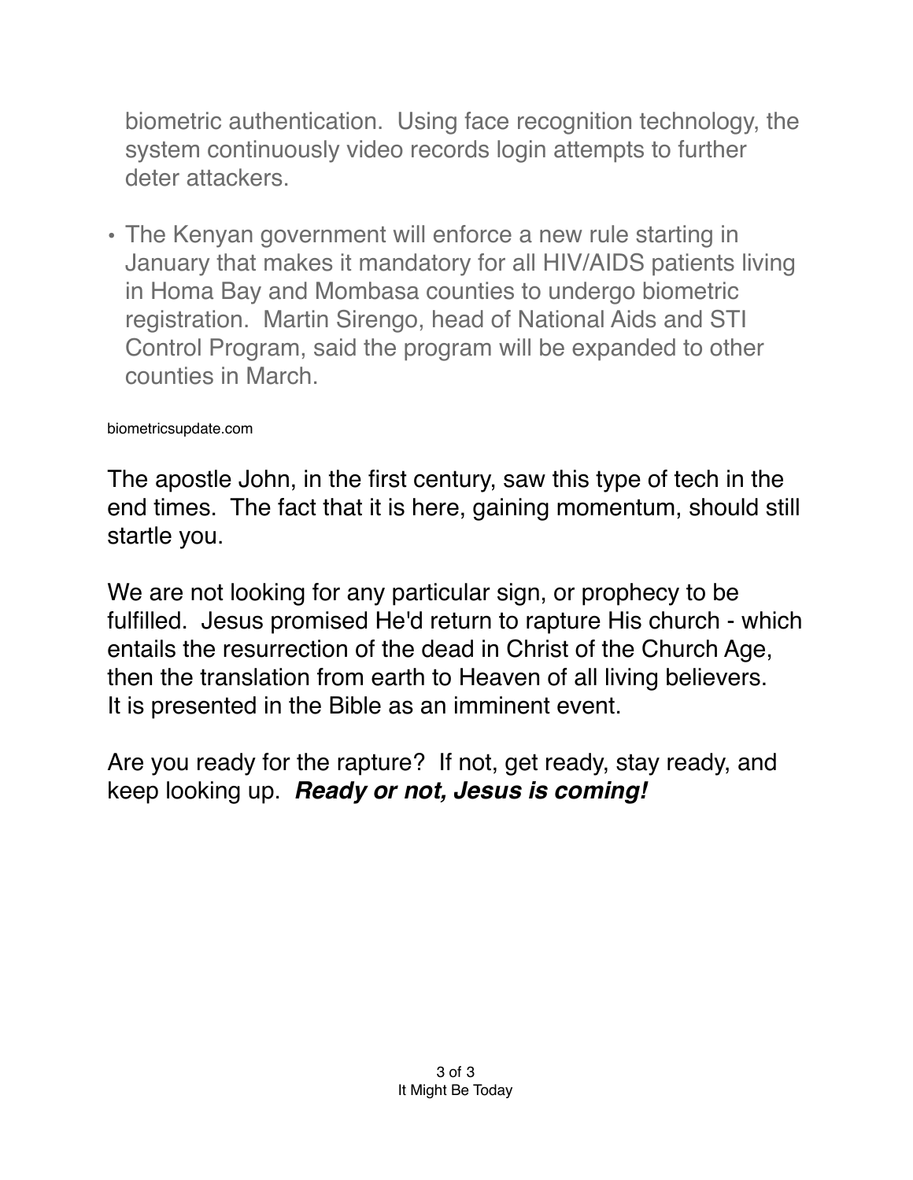biometric authentication. Using face recognition technology, the system continuously video records login attempts to further deter attackers.

- The Kenyan government will enforce a new rule starting in January that makes it mandatory for all HIV/AIDS patients living in Homa Bay and Mombasa counties to undergo biometric registration. Martin Sirengo, head of National Aids and STI Control Program, said the program will be expanded to other counties in March.

biometricsupdate.com

The apostle John, in the first century, saw this type of tech in the end times. The fact that it is here, gaining momentum, should still startle you.

We are not looking for any particular sign, or prophecy to be fulfilled. Jesus promised He'd return to rapture His church - which entails the resurrection of the dead in Christ of the Church Age, then the translation from earth to Heaven of all living believers. It is presented in the Bible as an imminent event.

Are you ready for the rapture? If not, get ready, stay ready, and keep looking up. ***Ready or not, Jesus is coming!***